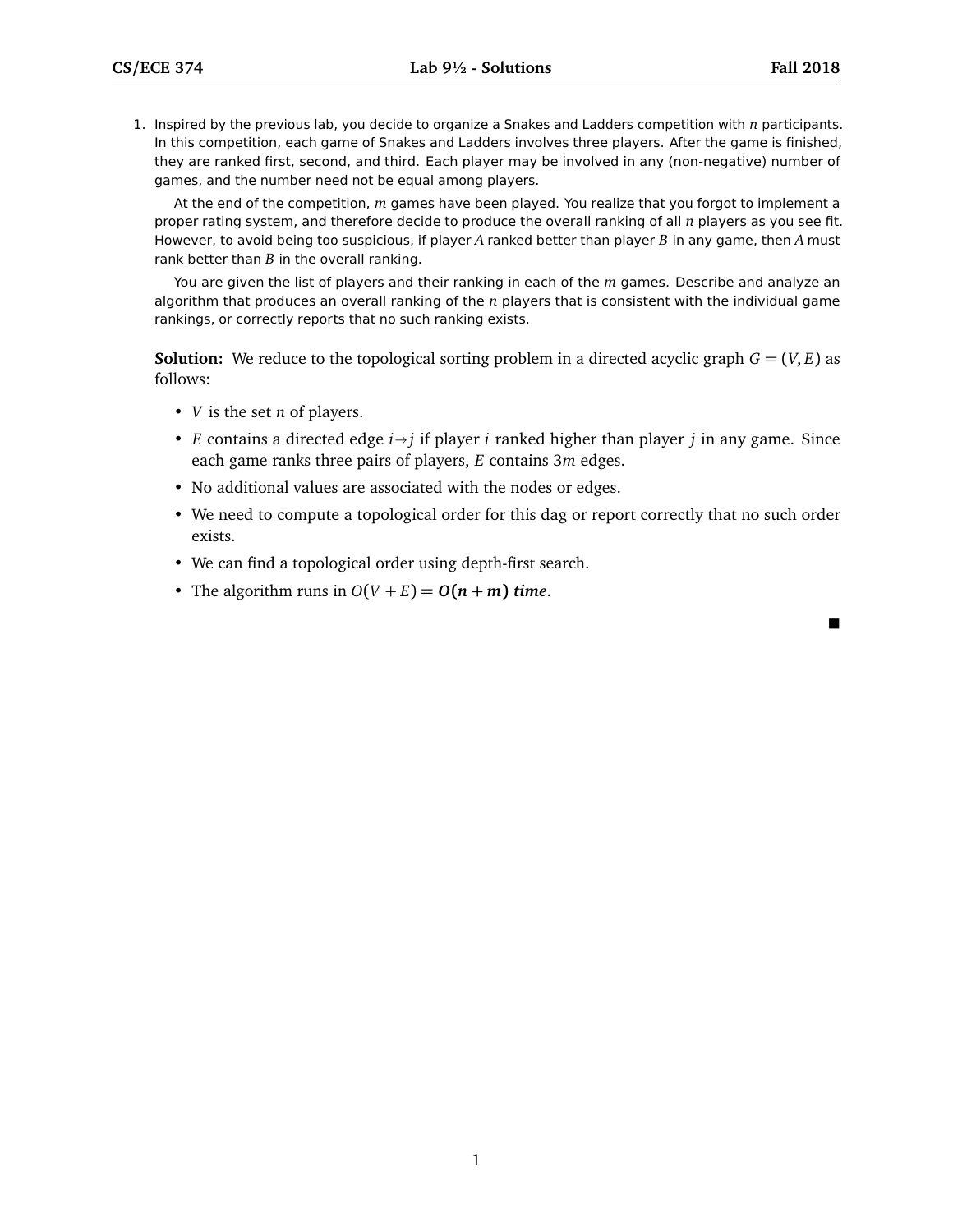1. Inspired by the previous lab, you decide to organize a Snakes and Ladders competition with $n$ participants. In this competition, each game of Snakes and Ladders involves three players. After the game is finished, they are ranked first, second, and third. Each player may be involved in any (non-negative) number of games, and the number need not be equal among players.

   At the end of the competition, $m$ games have been played. You realize that you forgot to implement a proper rating system, and therefore decide to produce the overall ranking of all $n$ players as you see fit. However, to avoid being too suspicious, if player $A$ ranked better than player $B$ in any game, then $A$ must rank better than $B$ in the overall ranking.

   You are given the list of players and their ranking in each of the $m$ games. Describe and analyze an algorithm that produces an overall ranking of the $n$ players that is consistent with the individual game rankings, or correctly reports that no such ranking exists.

**Solution:** We reduce to the topological sorting problem in a directed acyclic graph $G = (V, E)$ as follows:

- $V$ is the set $n$ of players.
- $E$ contains a directed edge $i \rightarrow j$ if player $i$ ranked higher than player $j$ in any game. Since each game ranks three pairs of players, $E$ contains $3m$ edges.
- No additional values are associated with the nodes or edges.
- We need to compute a topological order for this dag or report correctly that no such order exists.
- We can find a topological order using depth-first search.
- The algorithm runs in $O(V + E) = \boldsymbol{O(n + m)}$ ***time***.

■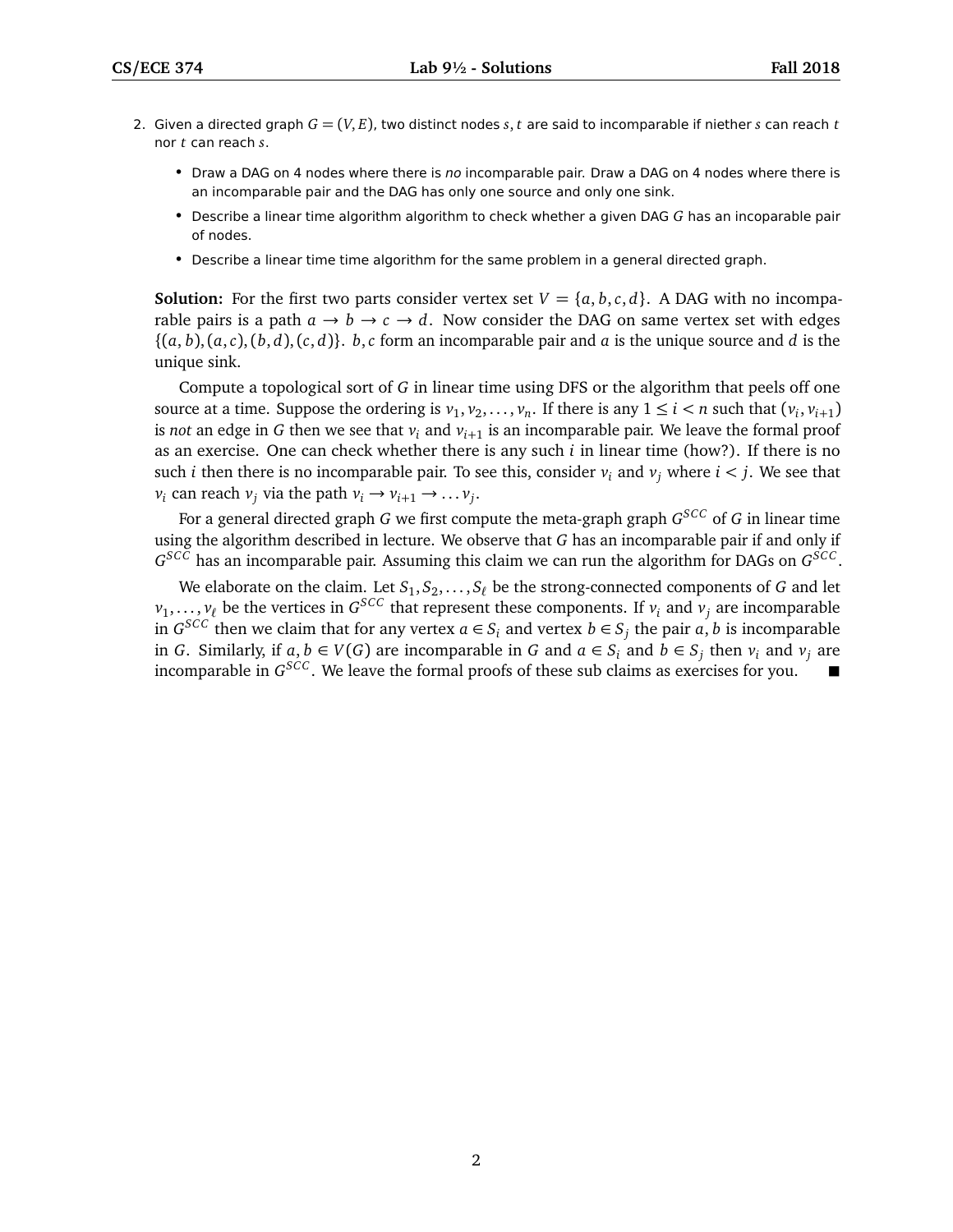2. Given a directed graph $G = (V, E)$, two distinct nodes $s, t$ are said to incomparable if niether $s$ can reach $t$ nor $t$ can reach $s$.

   - Draw a DAG on 4 nodes where there is *no* incomparable pair. Draw a DAG on 4 nodes where there is an incomparable pair and the DAG has only one source and only one sink.
   - Describe a linear time algorithm algorithm to check whether a given DAG $G$ has an incoparable pair of nodes.
   - Describe a linear time time algorithm for the same problem in a general directed graph.

**Solution:** For the first two parts consider vertex set $V = \{a, b, c, d\}$. A DAG with no incomparable pairs is a path $a \to b \to c \to d$. Now consider the DAG on same vertex set with edges $\{(a, b), (a, c), (b, d), (c, d)\}$. $b, c$ form an incomparable pair and $a$ is the unique source and $d$ is the unique sink.

Compute a topological sort of $G$ in linear time using DFS or the algorithm that peels off one source at a time. Suppose the ordering is $v_1, v_2, \ldots, v_n$. If there is any $1 \leq i < n$ such that $(v_i, v_{i+1})$ is *not* an edge in $G$ then we see that $v_i$ and $v_{i+1}$ is an incomparable pair. We leave the formal proof as an exercise. One can check whether there is any such $i$ in linear time (how?). If there is no such $i$ then there is no incomparable pair. To see this, consider $v_i$ and $v_j$ where $i < j$. We see that $v_i$ can reach $v_j$ via the path $v_i \to v_{i+1} \to \ldots v_j$.

For a general directed graph $G$ we first compute the meta-graph graph $G^{SCC}$ of $G$ in linear time using the algorithm described in lecture. We observe that $G$ has an incomparable pair if and only if $G^{SCC}$ has an incomparable pair. Assuming this claim we can run the algorithm for DAGs on $G^{SCC}$.

We elaborate on the claim. Let $S_1, S_2, \ldots, S_\ell$ be the strong-connected components of $G$ and let $v_1, \ldots, v_\ell$ be the vertices in $G^{SCC}$ that represent these components. If $v_i$ and $v_j$ are incomparable in $G^{SCC}$ then we claim that for any vertex $a \in S_i$ and vertex $b \in S_j$ the pair $a, b$ is incomparable in $G$. Similarly, if $a, b \in V(G)$ are incomparable in $G$ and $a \in S_i$ and $b \in S_j$ then $v_i$ and $v_j$ are incomparable in $G^{SCC}$. We leave the formal proofs of these sub claims as exercises for you. ■